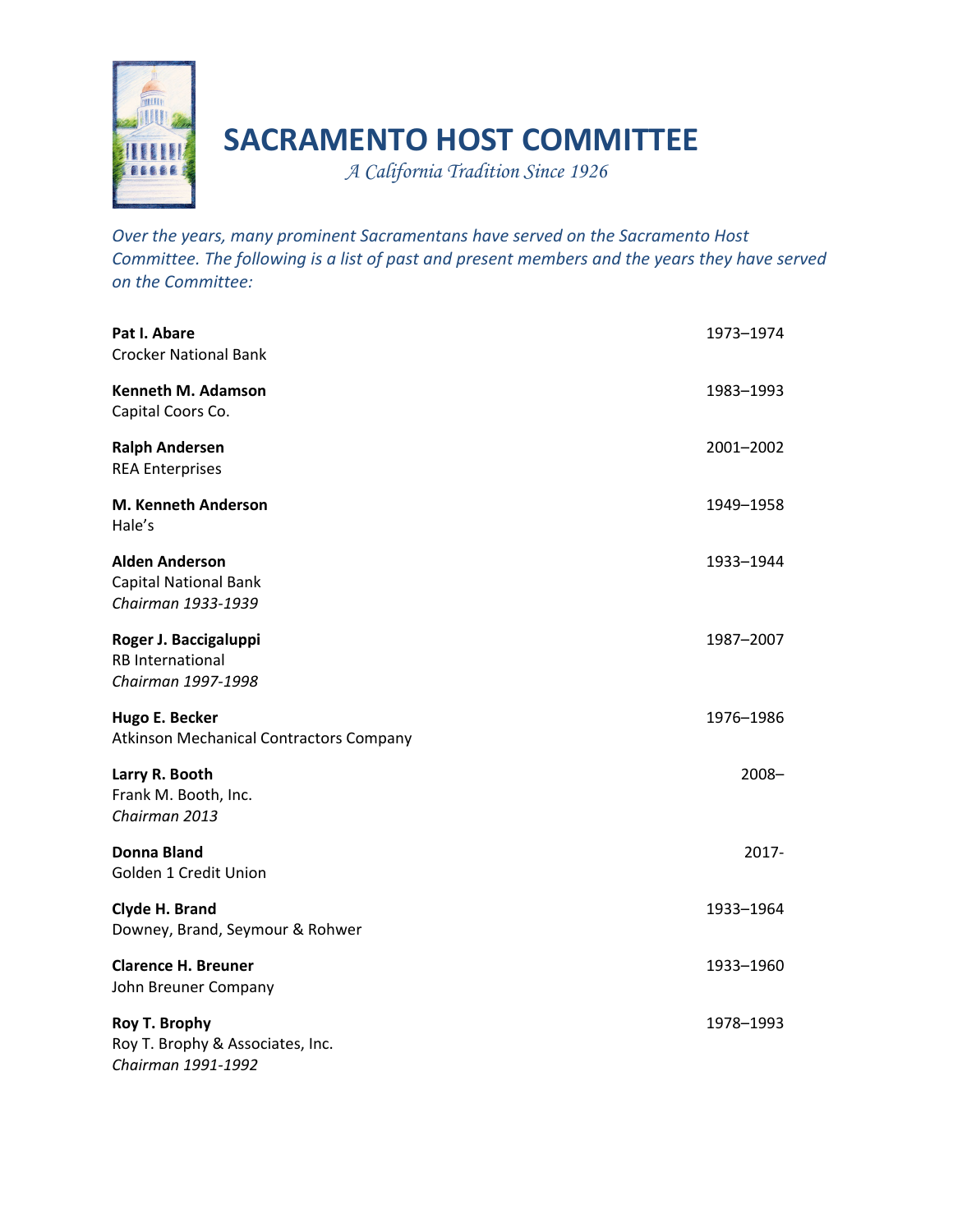# SACRAMENTO HOST COMMITTEE

*A California Tradition Since 1926*

*Over the years, many prominent Sacramentans have served on the Sacramento Host Committee. The following is a list of past and present members and the years they have served on the Committee:*

**Pat I. Abare** — 1973–1974
Crocker National Bank

**Kenneth M. Adamson** — 1983–1993
Capital Coors Co.

**Ralph Andersen** — 2001–2002
REA Enterprises

**M. Kenneth Anderson** — 1949–1958
Hale's

**Alden Anderson** — 1933–1944
Capital National Bank
*Chairman 1933-1939*

**Roger J. Baccigaluppi** — 1987–2007
RB International
*Chairman 1997-1998*

**Hugo E. Becker** — 1976–1986
Atkinson Mechanical Contractors Company

**Larry R. Booth** — 2008–
Frank M. Booth, Inc.
*Chairman 2013*

**Donna Bland** — 2017-
Golden 1 Credit Union

**Clyde H. Brand** — 1933–1964
Downey, Brand, Seymour & Rohwer

**Clarence H. Breuner** — 1933–1960
John Breuner Company

**Roy T. Brophy** — 1978–1993
Roy T. Brophy & Associates, Inc.
*Chairman 1991-1992*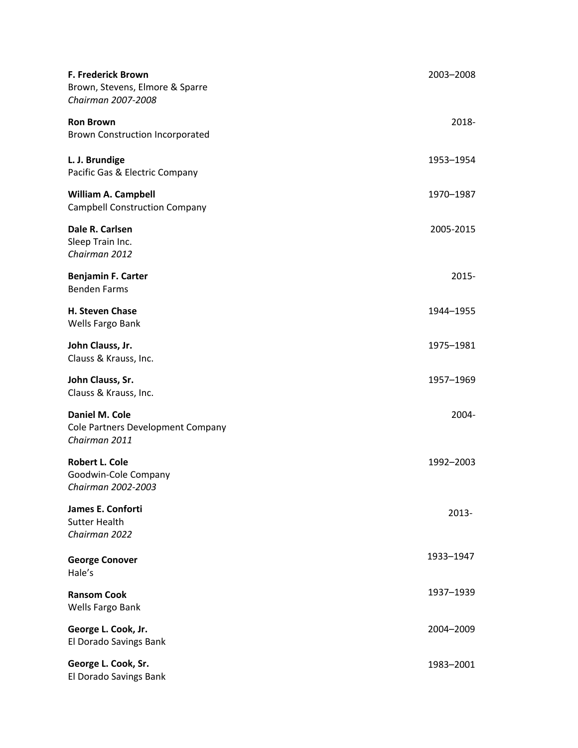**F. Frederick Brown** 2003–2008
Brown, Stevens, Elmore & Sparre
*Chairman 2007-2008*

**Ron Brown** 2018-
Brown Construction Incorporated

**L. J. Brundige** 1953–1954
Pacific Gas & Electric Company

**William A. Campbell** 1970–1987
Campbell Construction Company

**Dale R. Carlsen** 2005-2015
Sleep Train Inc.
*Chairman 2012*

**Benjamin F. Carter** 2015-
Benden Farms

**H. Steven Chase** 1944–1955
Wells Fargo Bank

**John Clauss, Jr.** 1975–1981
Clauss & Krauss, Inc.

**John Clauss, Sr.** 1957–1969
Clauss & Krauss, Inc.

**Daniel M. Cole** 2004-
Cole Partners Development Company
*Chairman 2011*

**Robert L. Cole** 1992–2003
Goodwin-Cole Company
*Chairman 2002-2003*

**James E. Conforti** 2013-
Sutter Health
*Chairman 2022*

**George Conover** 1933–1947
Hale's

**Ransom Cook** 1937–1939
Wells Fargo Bank

**George L. Cook, Jr.** 2004–2009
El Dorado Savings Bank

**George L. Cook, Sr.** 1983–2001
El Dorado Savings Bank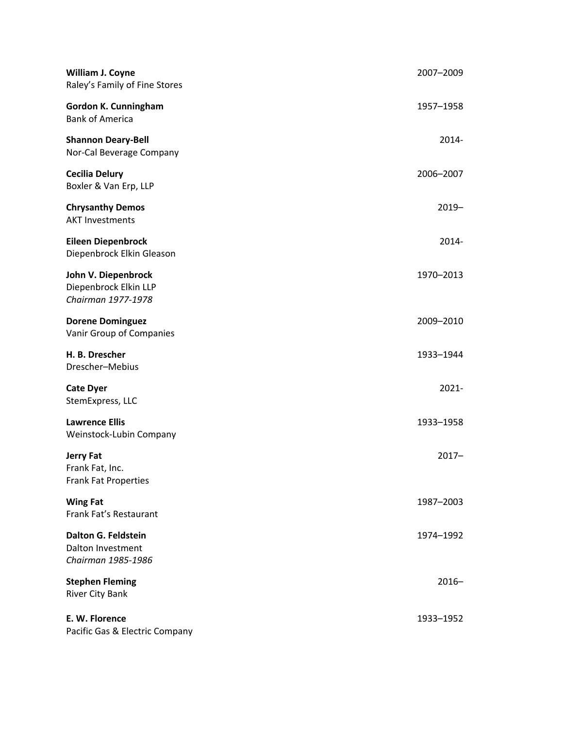**William J. Coyne** 2007–2009
Raley's Family of Fine Stores

**Gordon K. Cunningham** 1957–1958
Bank of America

**Shannon Deary-Bell** 2014-
Nor-Cal Beverage Company

**Cecilia Delury** 2006–2007
Boxler & Van Erp, LLP

**Chrysanthy Demos** 2019–
AKT Investments

**Eileen Diepenbrock** 2014-
Diepenbrock Elkin Gleason

**John V. Diepenbrock** 1970–2013
Diepenbrock Elkin LLP
*Chairman 1977-1978*

**Dorene Dominguez** 2009–2010
Vanir Group of Companies

**H. B. Drescher** 1933–1944
Drescher–Mebius

**Cate Dyer** 2021-
StemExpress, LLC

**Lawrence Ellis** 1933–1958
Weinstock-Lubin Company

**Jerry Fat** 2017–
Frank Fat, Inc.
Frank Fat Properties

**Wing Fat** 1987–2003
Frank Fat's Restaurant

**Dalton G. Feldstein** 1974–1992
Dalton Investment
*Chairman 1985-1986*

**Stephen Fleming** 2016–
River City Bank

**E. W. Florence** 1933–1952
Pacific Gas & Electric Company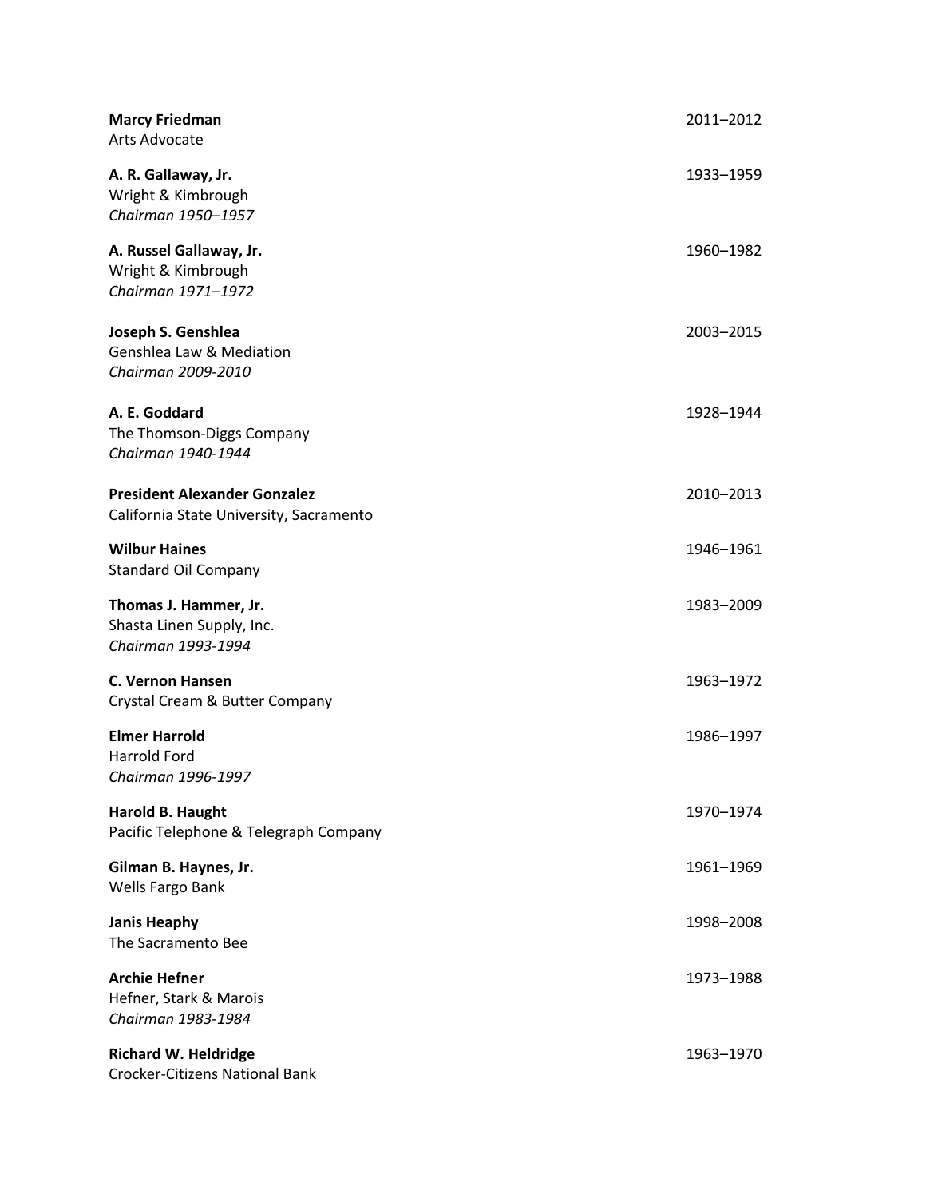**Marcy Friedman** 2011–2012
Arts Advocate

**A. R. Gallaway, Jr.** 1933–1959
Wright & Kimbrough
*Chairman 1950–1957*

**A. Russel Gallaway, Jr.** 1960–1982
Wright & Kimbrough
*Chairman 1971–1972*

**Joseph S. Genshlea** 2003–2015
Genshlea Law & Mediation
*Chairman 2009-2010*

**A. E. Goddard** 1928–1944
The Thomson-Diggs Company
*Chairman 1940-1944*

**President Alexander Gonzalez** 2010–2013
California State University, Sacramento

**Wilbur Haines** 1946–1961
Standard Oil Company

**Thomas J. Hammer, Jr.** 1983–2009
Shasta Linen Supply, Inc.
*Chairman 1993-1994*

**C. Vernon Hansen** 1963–1972
Crystal Cream & Butter Company

**Elmer Harrold** 1986–1997
Harrold Ford
*Chairman 1996-1997*

**Harold B. Haught** 1970–1974
Pacific Telephone & Telegraph Company

**Gilman B. Haynes, Jr.** 1961–1969
Wells Fargo Bank

**Janis Heaphy** 1998–2008
The Sacramento Bee

**Archie Hefner** 1973–1988
Hefner, Stark & Marois
*Chairman 1983-1984*

**Richard W. Heldridge** 1963–1970
Crocker-Citizens National Bank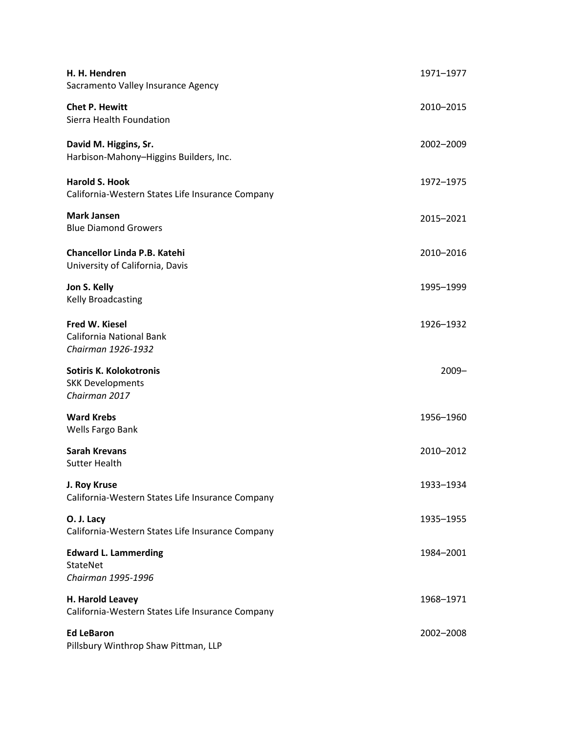**H. H. Hendren** 1971–1977
Sacramento Valley Insurance Agency

**Chet P. Hewitt** 2010–2015
Sierra Health Foundation

**David M. Higgins, Sr.** 2002–2009
Harbison-Mahony–Higgins Builders, Inc.

**Harold S. Hook** 1972–1975
California-Western States Life Insurance Company

**Mark Jansen** 2015–2021
Blue Diamond Growers

**Chancellor Linda P.B. Katehi** 2010–2016
University of California, Davis

**Jon S. Kelly** 1995–1999
Kelly Broadcasting

**Fred W. Kiesel** 1926–1932
California National Bank
*Chairman 1926-1932*

**Sotiris K. Kolokotronis** 2009–
SKK Developments
*Chairman 2017*

**Ward Krebs** 1956–1960
Wells Fargo Bank

**Sarah Krevans** 2010–2012
Sutter Health

**J. Roy Kruse** 1933–1934
California-Western States Life Insurance Company

**O. J. Lacy** 1935–1955
California-Western States Life Insurance Company

**Edward L. Lammerding** 1984–2001
StateNet
*Chairman 1995-1996*

**H. Harold Leavey** 1968–1971
California-Western States Life Insurance Company

**Ed LeBaron** 2002–2008
Pillsbury Winthrop Shaw Pittman, LLP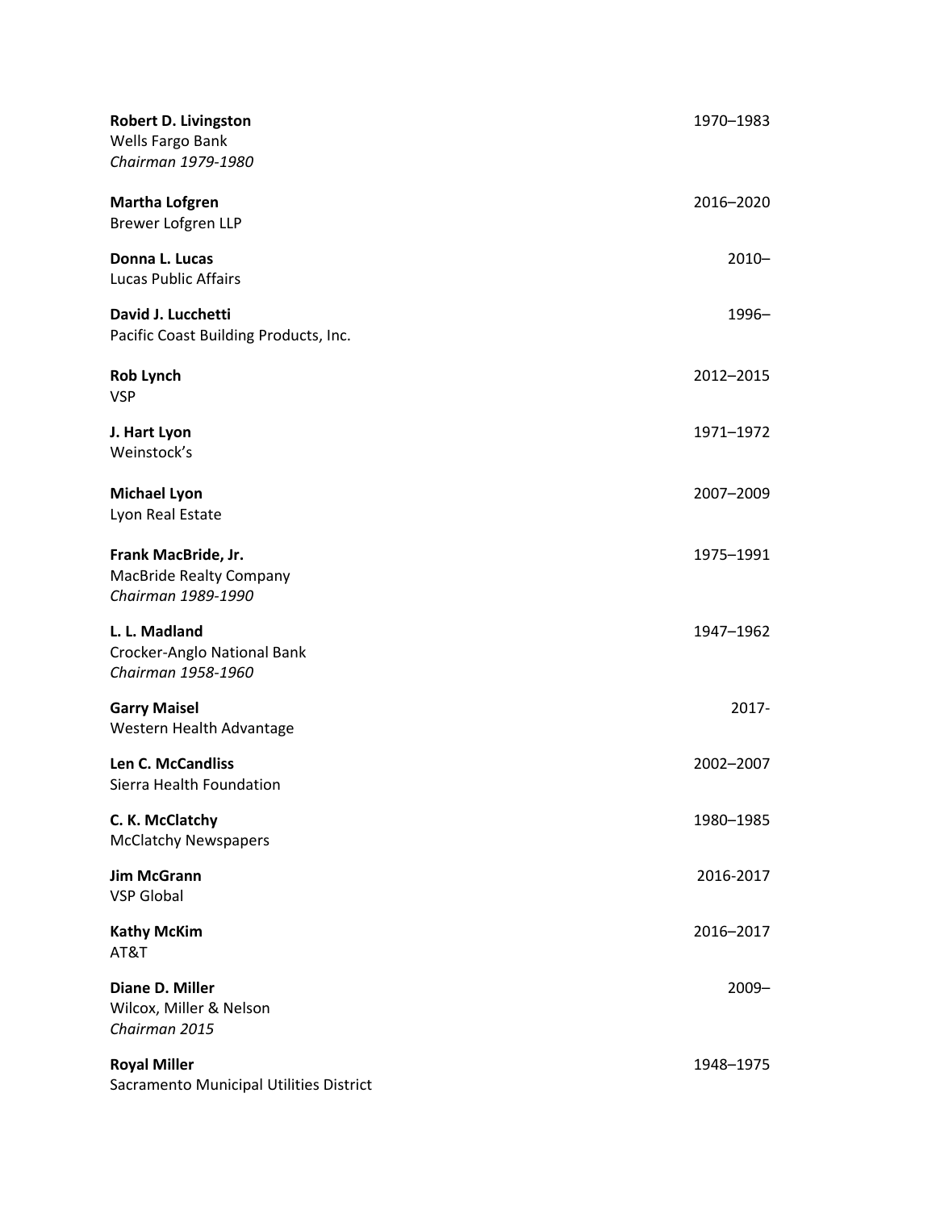**Robert D. Livingston** 1970–1983
Wells Fargo Bank
*Chairman 1979-1980*

**Martha Lofgren** 2016–2020
Brewer Lofgren LLP

**Donna L. Lucas** 2010–
Lucas Public Affairs

**David J. Lucchetti** 1996–
Pacific Coast Building Products, Inc.

**Rob Lynch** 2012–2015
VSP

**J. Hart Lyon** 1971–1972
Weinstock's

**Michael Lyon** 2007–2009
Lyon Real Estate

**Frank MacBride, Jr.** 1975–1991
MacBride Realty Company
*Chairman 1989-1990*

**L. L. Madland** 1947–1962
Crocker-Anglo National Bank
*Chairman 1958-1960*

**Garry Maisel** 2017-
Western Health Advantage

**Len C. McCandliss** 2002–2007
Sierra Health Foundation

**C. K. McClatchy** 1980–1985
McClatchy Newspapers

**Jim McGrann** 2016-2017
VSP Global

**Kathy McKim** 2016–2017
AT&T

**Diane D. Miller** 2009–
Wilcox, Miller & Nelson
*Chairman 2015*

**Royal Miller** 1948–1975
Sacramento Municipal Utilities District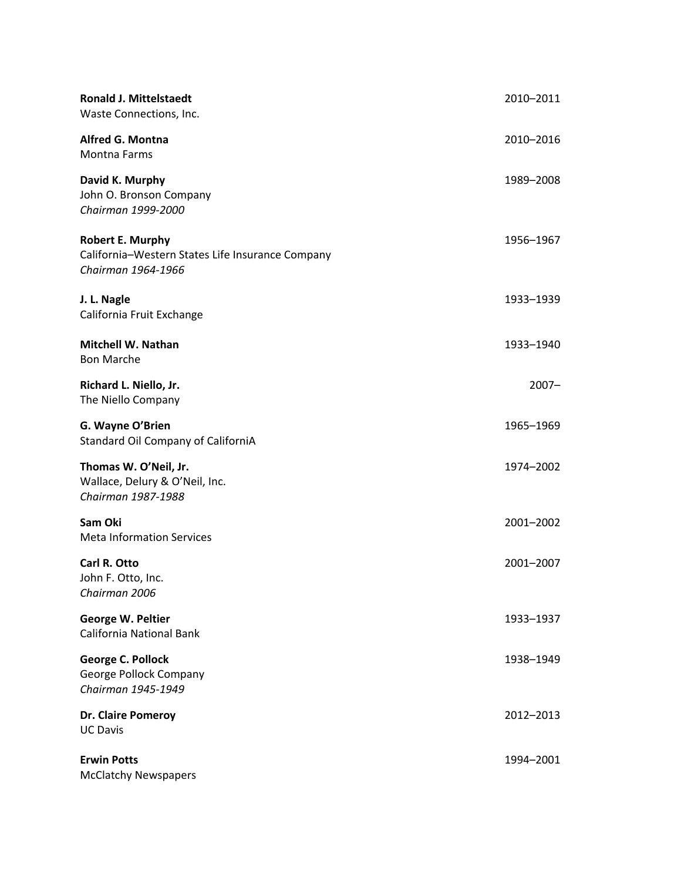**Ronald J. Mittelstaedt** 2010–2011
Waste Connections, Inc.

**Alfred G. Montna** 2010–2016
Montna Farms

**David K. Murphy** 1989–2008
John O. Bronson Company
*Chairman 1999-2000*

**Robert E. Murphy** 1956–1967
California–Western States Life Insurance Company
*Chairman 1964-1966*

**J. L. Nagle** 1933–1939
California Fruit Exchange

**Mitchell W. Nathan** 1933–1940
Bon Marche

**Richard L. Niello, Jr.** 2007–
The Niello Company

**G. Wayne O'Brien** 1965–1969
Standard Oil Company of CaliforniA

**Thomas W. O'Neil, Jr.** 1974–2002
Wallace, Delury & O'Neil, Inc.
*Chairman 1987-1988*

**Sam Oki** 2001–2002
Meta Information Services

**Carl R. Otto** 2001–2007
John F. Otto, Inc.
*Chairman 2006*

**George W. Peltier** 1933–1937
California National Bank

**George C. Pollock** 1938–1949
George Pollock Company
*Chairman 1945-1949*

**Dr. Claire Pomeroy** 2012–2013
UC Davis

**Erwin Potts** 1994–2001
McClatchy Newspapers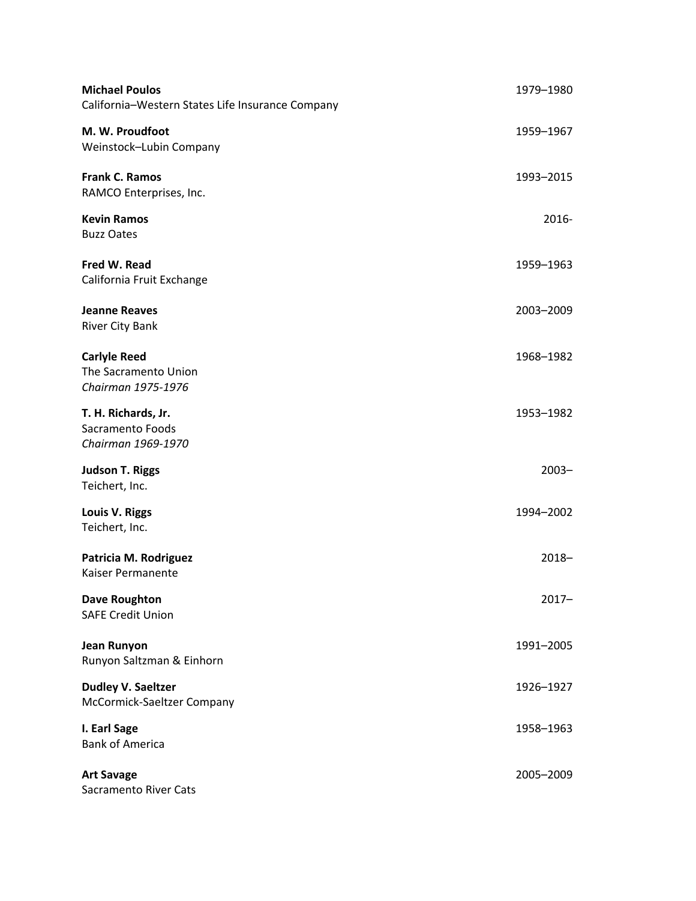**Michael Poulos** 1979–1980
California–Western States Life Insurance Company

**M. W. Proudfoot** 1959–1967
Weinstock–Lubin Company

**Frank C. Ramos** 1993–2015
RAMCO Enterprises, Inc.

**Kevin Ramos** 2016-
Buzz Oates

**Fred W. Read** 1959–1963
California Fruit Exchange

**Jeanne Reaves** 2003–2009
River City Bank

**Carlyle Reed** 1968–1982
The Sacramento Union
*Chairman 1975-1976*

**T. H. Richards, Jr.** 1953–1982
Sacramento Foods
*Chairman 1969-1970*

**Judson T. Riggs** 2003–
Teichert, Inc.

**Louis V. Riggs** 1994–2002
Teichert, Inc.

**Patricia M. Rodriguez** 2018–
Kaiser Permanente

**Dave Roughton** 2017–
SAFE Credit Union

**Jean Runyon** 1991–2005
Runyon Saltzman & Einhorn

**Dudley V. Saeltzer** 1926–1927
McCormick-Saeltzer Company

**I. Earl Sage** 1958–1963
Bank of America

**Art Savage** 2005–2009
Sacramento River Cats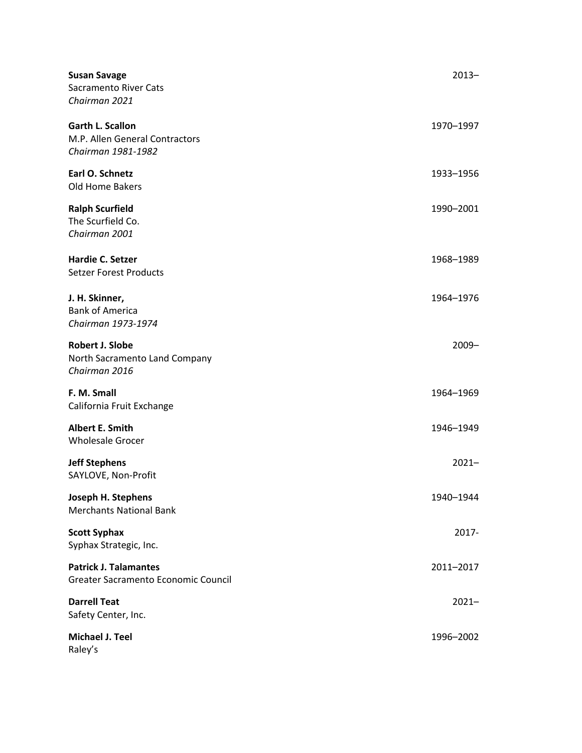**Susan Savage** 2013–
Sacramento River Cats
*Chairman 2021*

**Garth L. Scallon** 1970–1997
M.P. Allen General Contractors
*Chairman 1981-1982*

**Earl O. Schnetz** 1933–1956
Old Home Bakers

**Ralph Scurfield** 1990–2001
The Scurfield Co.
*Chairman 2001*

**Hardie C. Setzer** 1968–1989
Setzer Forest Products

**J. H. Skinner,** 1964–1976
Bank of America
*Chairman 1973-1974*

**Robert J. Slobe** 2009–
North Sacramento Land Company
*Chairman 2016*

**F. M. Small** 1964–1969
California Fruit Exchange

**Albert E. Smith** 1946–1949
Wholesale Grocer

**Jeff Stephens** 2021–
SAYLOVE, Non-Profit

**Joseph H. Stephens** 1940–1944
Merchants National Bank

**Scott Syphax** 2017-
Syphax Strategic, Inc.

**Patrick J. Talamantes** 2011–2017
Greater Sacramento Economic Council

**Darrell Teat** 2021–
Safety Center, Inc.

**Michael J. Teel** 1996–2002
Raley's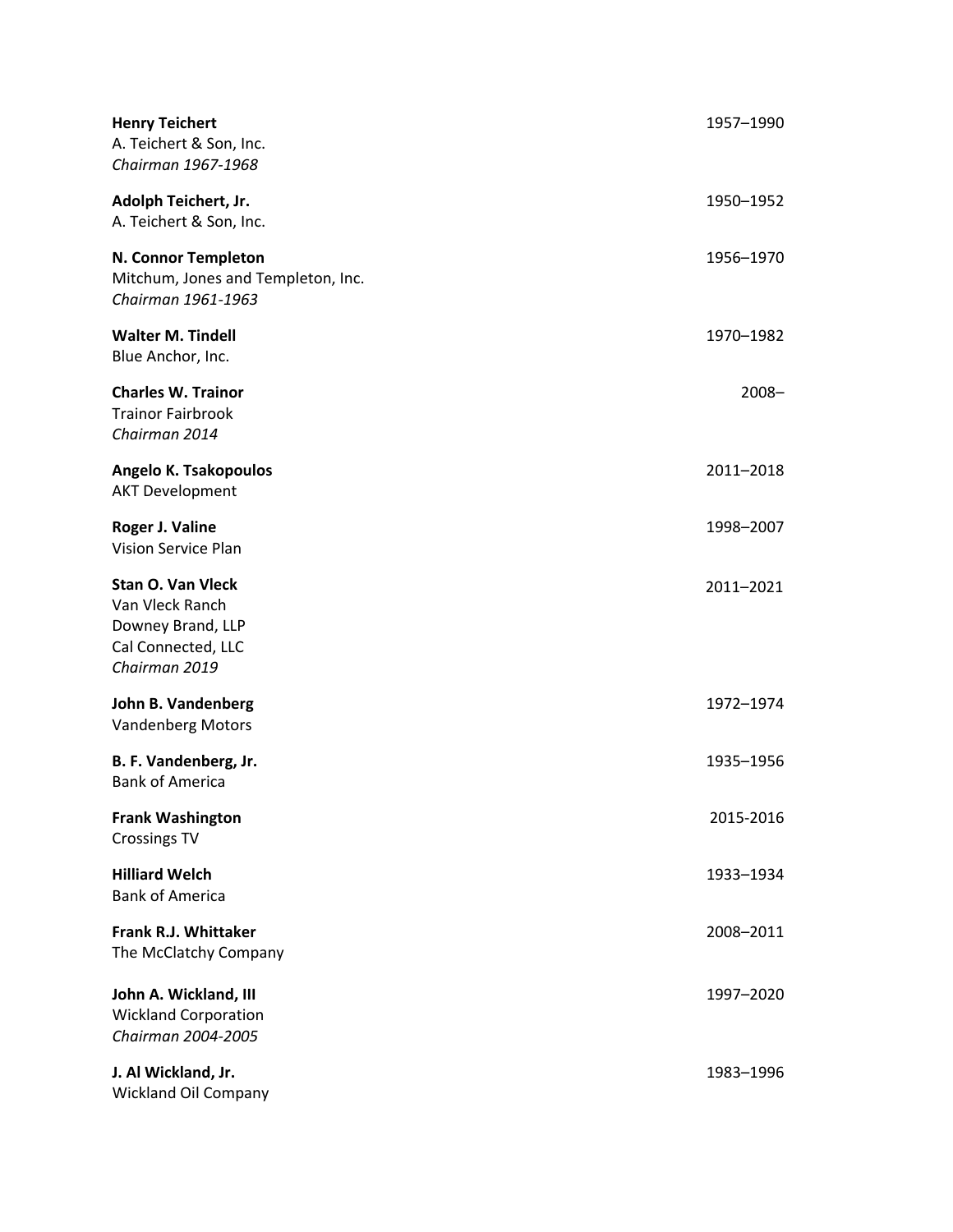**Henry Teichert** 1957–1990
A. Teichert & Son, Inc.
*Chairman 1967-1968*

**Adolph Teichert, Jr.** 1950–1952
A. Teichert & Son, Inc.

**N. Connor Templeton** 1956–1970
Mitchum, Jones and Templeton, Inc.
*Chairman 1961-1963*

**Walter M. Tindell** 1970–1982
Blue Anchor, Inc.

**Charles W. Trainor** 2008–
Trainor Fairbrook
*Chairman 2014*

**Angelo K. Tsakopoulos** 2011–2018
AKT Development

**Roger J. Valine** 1998–2007
Vision Service Plan

**Stan O. Van Vleck** 2011–2021
Van Vleck Ranch
Downey Brand, LLP
Cal Connected, LLC
*Chairman 2019*

**John B. Vandenberg** 1972–1974
Vandenberg Motors

**B. F. Vandenberg, Jr.** 1935–1956
Bank of America

**Frank Washington** 2015-2016
Crossings TV

**Hilliard Welch** 1933–1934
Bank of America

**Frank R.J. Whittaker** 2008–2011
The McClatchy Company

**John A. Wickland, III** 1997–2020
Wickland Corporation
*Chairman 2004-2005*

**J. Al Wickland, Jr.** 1983–1996
Wickland Oil Company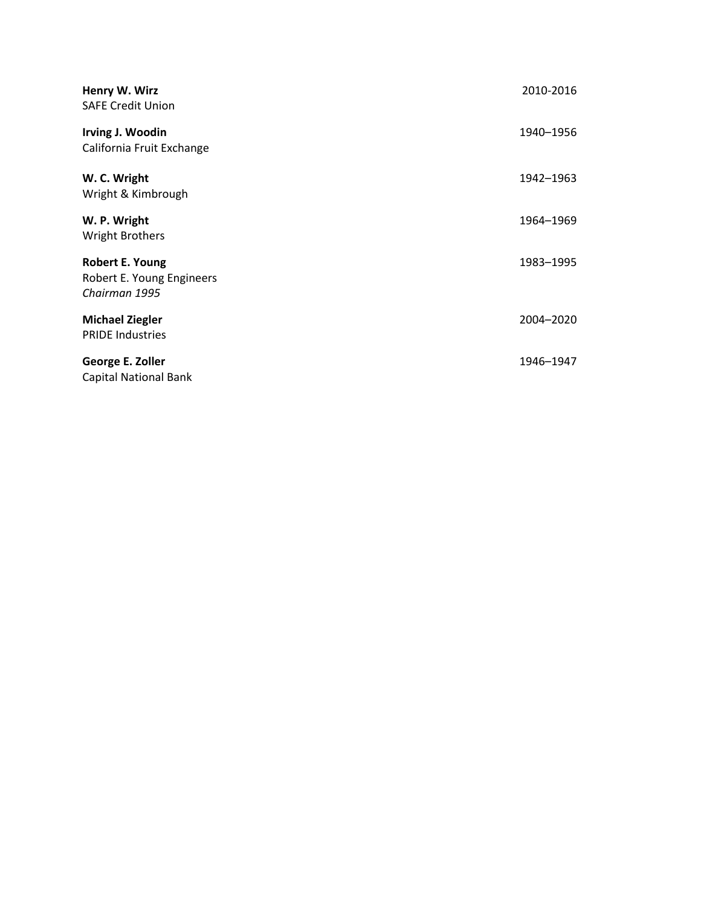**Henry W. Wirz** 2010-2016
SAFE Credit Union

**Irving J. Woodin** 1940–1956
California Fruit Exchange

**W. C. Wright** 1942–1963
Wright & Kimbrough

**W. P. Wright** 1964–1969
Wright Brothers

**Robert E. Young** 1983–1995
Robert E. Young Engineers
*Chairman 1995*

**Michael Ziegler** 2004–2020
PRIDE Industries

**George E. Zoller** 1946–1947
Capital National Bank